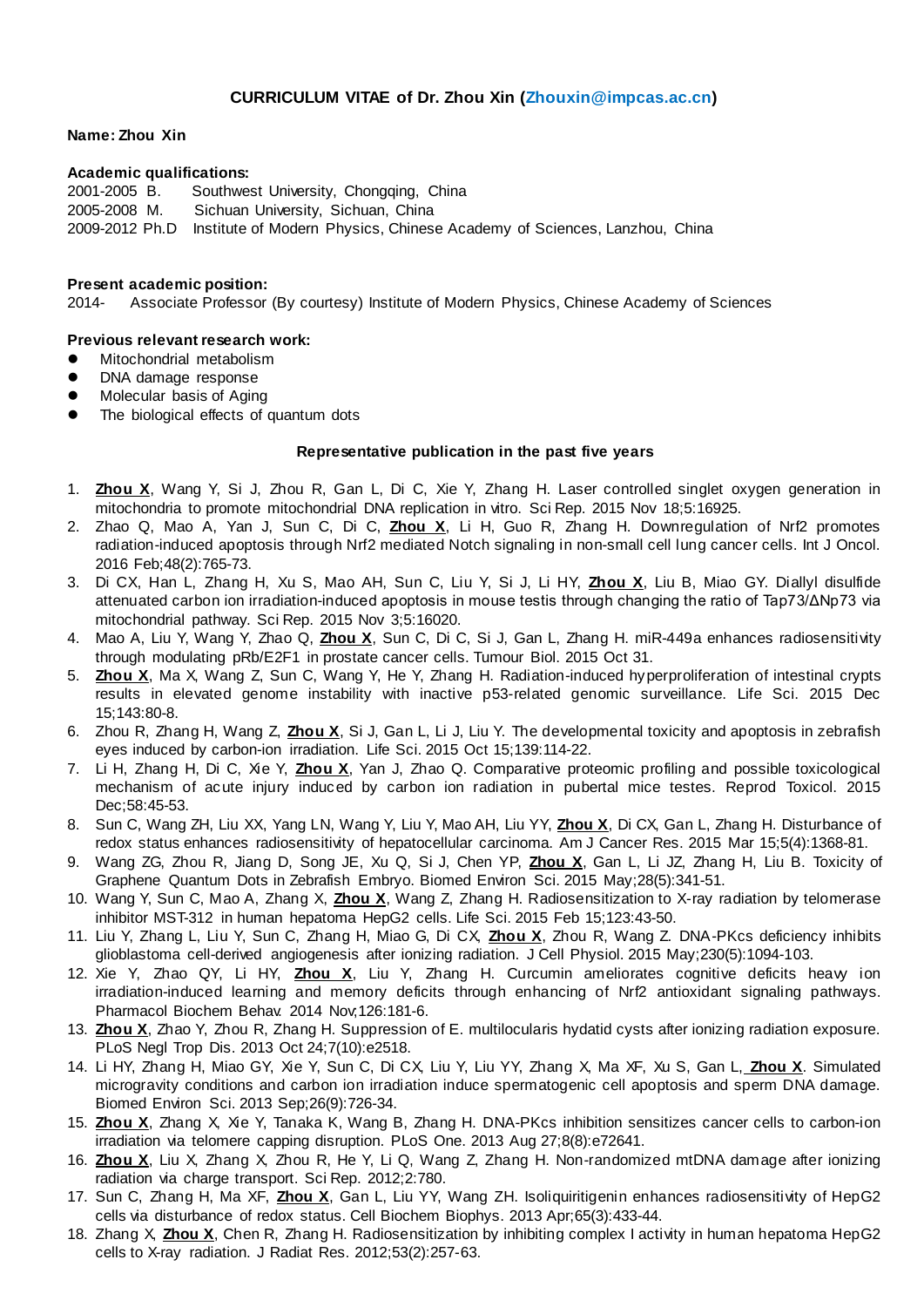**CURRICULUM VITAE of Dr. Zhou Xin (Zhouxin@impcas.ac.cn)**

**Name: Zhou Xin**

**Academic qualifications:**

2001-2005 B. Southwest University, Chongqing, China
2005-2008 M. Sichuan University, Sichuan, China
2009-2012 Ph.D Institute of Modern Physics, Chinese Academy of Sciences, Lanzhou, China

**Present academic position:**

2014- Associate Professor (By courtesy) Institute of Modern Physics, Chinese Academy of Sciences

**Previous relevant research work:**

- Mitochondrial metabolism
- DNA damage response
- Molecular basis of Aging
- The biological effects of quantum dots

**Representative publication in the past five years**

1. **Zhou X**, Wang Y, Si J, Zhou R, Gan L, Di C, Xie Y, Zhang H. Laser controlled singlet oxygen generation in mitochondria to promote mitochondrial DNA replication in vitro. Sci Rep. 2015 Nov 18;5:16925.
2. Zhao Q, Mao A, Yan J, Sun C, Di C, **Zhou X**, Li H, Guo R, Zhang H. Downregulation of Nrf2 promotes radiation-induced apoptosis through Nrf2 mediated Notch signaling in non-small cell lung cancer cells. Int J Oncol. 2016 Feb;48(2):765-73.
3. Di CX, Han L, Zhang H, Xu S, Mao AH, Sun C, Liu Y, Si J, Li HY, **Zhou X**, Liu B, Miao GY. Diallyl disulfide attenuated carbon ion irradiation-induced apoptosis in mouse testis through changing the ratio of Tap73/ΔNp73 via mitochondrial pathway. Sci Rep. 2015 Nov 3;5:16020.
4. Mao A, Liu Y, Wang Y, Zhao Q, **Zhou X**, Sun C, Di C, Si J, Gan L, Zhang H. miR-449a enhances radiosensitivity through modulating pRb/E2F1 in prostate cancer cells. Tumour Biol. 2015 Oct 31.
5. **Zhou X**, Ma X, Wang Z, Sun C, Wang Y, He Y, Zhang H. Radiation-induced hyperproliferation of intestinal crypts results in elevated genome instability with inactive p53-related genomic surveillance. Life Sci. 2015 Dec 15;143:80-8.
6. Zhou R, Zhang H, Wang Z, **Zhou X**, Si J, Gan L, Li J, Liu Y. The developmental toxicity and apoptosis in zebrafish eyes induced by carbon-ion irradiation. Life Sci. 2015 Oct 15;139:114-22.
7. Li H, Zhang H, Di C, Xie Y, **Zhou X**, Yan J, Zhao Q. Comparative proteomic profiling and possible toxicological mechanism of acute injury induced by carbon ion radiation in pubertal mice testes. Reprod Toxicol. 2015 Dec;58:45-53.
8. Sun C, Wang ZH, Liu XX, Yang LN, Wang Y, Liu Y, Mao AH, Liu YY, **Zhou X**, Di CX, Gan L, Zhang H. Disturbance of redox status enhances radiosensitivity of hepatocellular carcinoma. Am J Cancer Res. 2015 Mar 15;5(4):1368-81.
9. Wang ZG, Zhou R, Jiang D, Song JE, Xu Q, Si J, Chen YP, **Zhou X**, Gan L, Li JZ, Zhang H, Liu B. Toxicity of Graphene Quantum Dots in Zebrafish Embryo. Biomed Environ Sci. 2015 May;28(5):341-51.
10. Wang Y, Sun C, Mao A, Zhang X, **Zhou X**, Wang Z, Zhang H. Radiosensitization to X-ray radiation by telomerase inhibitor MST-312 in human hepatoma HepG2 cells. Life Sci. 2015 Feb 15;123:43-50.
11. Liu Y, Zhang L, Liu Y, Sun C, Zhang H, Miao G, Di CX, **Zhou X**, Zhou R, Wang Z. DNA-PKcs deficiency inhibits glioblastoma cell-derived angiogenesis after ionizing radiation. J Cell Physiol. 2015 May;230(5):1094-103.
12. Xie Y, Zhao QY, Li HY, **Zhou X**, Liu Y, Zhang H. Curcumin ameliorates cognitive deficits heavy ion irradiation-induced learning and memory deficits through enhancing of Nrf2 antioxidant signaling pathways. Pharmacol Biochem Behav. 2014 Nov;126:181-6.
13. **Zhou X**, Zhao Y, Zhou R, Zhang H. Suppression of E. multilocularis hydatid cysts after ionizing radiation exposure. PLoS Negl Trop Dis. 2013 Oct 24;7(10):e2518.
14. Li HY, Zhang H, Miao GY, Xie Y, Sun C, Di CX, Liu Y, Liu YY, Zhang X, Ma XF, Xu S, Gan L, **Zhou X**. Simulated microgravity conditions and carbon ion irradiation induce spermatogenic cell apoptosis and sperm DNA damage. Biomed Environ Sci. 2013 Sep;26(9):726-34.
15. **Zhou X**, Zhang X, Xie Y, Tanaka K, Wang B, Zhang H. DNA-PKcs inhibition sensitizes cancer cells to carbon-ion irradiation via telomere capping disruption. PLoS One. 2013 Aug 27;8(8):e72641.
16. **Zhou X**, Liu X, Zhang X, Zhou R, He Y, Li Q, Wang Z, Zhang H. Non-randomized mtDNA damage after ionizing radiation via charge transport. Sci Rep. 2012;2:780.
17. Sun C, Zhang H, Ma XF, **Zhou X**, Gan L, Liu YY, Wang ZH. Isoliquiritigenin enhances radiosensitivity of HepG2 cells via disturbance of redox status. Cell Biochem Biophys. 2013 Apr;65(3):433-44.
18. Zhang X, **Zhou X**, Chen R, Zhang H. Radiosensitization by inhibiting complex I activity in human hepatoma HepG2 cells to X-ray radiation. J Radiat Res. 2012;53(2):257-63.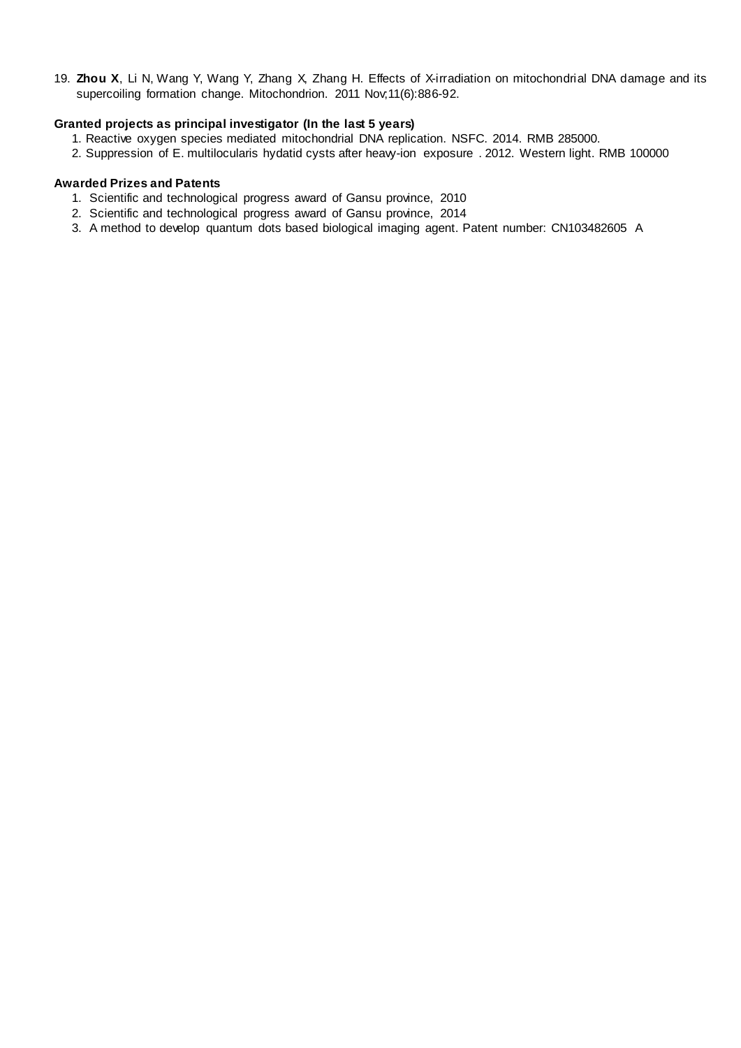19. **Zhou X**, Li N, Wang Y, Wang Y, Zhang X, Zhang H. Effects of X-irradiation on mitochondrial DNA damage and its supercoiling formation change. Mitochondrion. 2011 Nov;11(6):886-92.

**Granted projects as principal investigator (In the last 5 years)**

1. Reactive oxygen species mediated mitochondrial DNA replication. NSFC. 2014. RMB 285000.
2. Suppression of E. multilocularis hydatid cysts after heavy-ion exposure . 2012. Western light. RMB 100000

**Awarded Prizes and Patents**

1. Scientific and technological progress award of Gansu province, 2010
2. Scientific and technological progress award of Gansu province, 2014
3. A method to develop quantum dots based biological imaging agent. Patent number: CN103482605 A